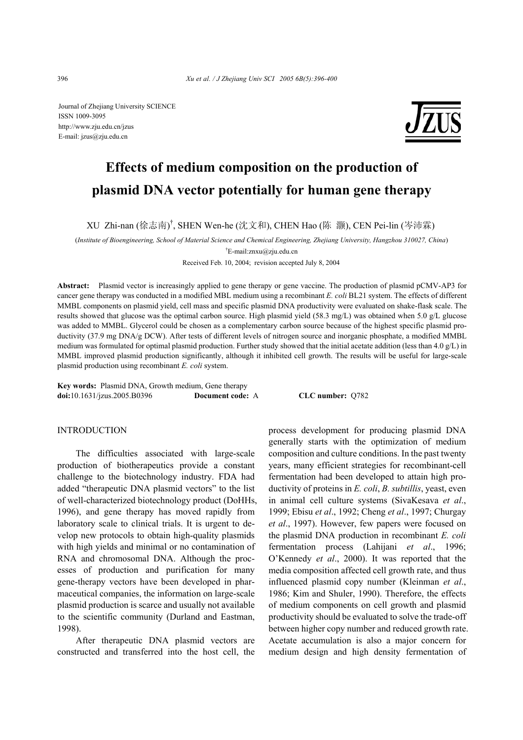Journal of Zhejiang University SCIENCE
ISSN 1009-3095
http://www.zju.edu.cn/jzus
E-mail: jzus@zju.edu.cn

# Effects of medium composition on the production of plasmid DNA vector potentially for human gene therapy

XU Zhi-nan (徐志南)[†], SHEN Wen-he (沈文和), CHEN Hao (陈 灏), CEN Pei-lin (岑沛霖)

(*Institute of Bioengineering, School of Material Science and Chemical Engineering, Zhejiang University, Hangzhou 310027, China*)

[†]E-mail:znxu@zju.edu.cn

Received Feb. 10, 2004; revision accepted July 8, 2004

**Abstract:** Plasmid vector is increasingly applied to gene therapy or gene vaccine. The production of plasmid pCMV-AP3 for cancer gene therapy was conducted in a modified MBL medium using a recombinant *E. coli* BL21 system. The effects of different MMBL components on plasmid yield, cell mass and specific plasmid DNA productivity were evaluated on shake-flask scale. The results showed that glucose was the optimal carbon source. High plasmid yield (58.3 mg/L) was obtained when 5.0 g/L glucose was added to MMBL. Glycerol could be chosen as a complementary carbon source because of the highest specific plasmid productivity (37.9 mg DNA/g DCW). After tests of different levels of nitrogen source and inorganic phosphate, a modified MMBL medium was formulated for optimal plasmid production. Further study showed that the initial acetate addition (less than 4.0 g/L) in MMBL improved plasmid production significantly, although it inhibited cell growth. The results will be useful for large-scale plasmid production using recombinant *E. coli* system.

**Key words:** Plasmid DNA, Growth medium, Gene therapy

**doi:**10.1631/jzus.2005.B0396 **Document code:** A **CLC number:** Q782

## INTRODUCTION

The difficulties associated with large-scale production of biotherapeutics provide a constant challenge to the biotechnology industry. FDA had added "therapeutic DNA plasmid vectors" to the list of well-characterized biotechnology product (DoHHs, 1996), and gene therapy has moved rapidly from laboratory scale to clinical trials. It is urgent to develop new protocols to obtain high-quality plasmids with high yields and minimal or no contamination of RNA and chromosomal DNA. Although the processes of production and purification for many gene-therapy vectors have been developed in pharmaceutical companies, the information on large-scale plasmid production is scarce and usually not available to the scientific community (Durland and Eastman, 1998).

After therapeutic DNA plasmid vectors are constructed and transferred into the host cell, the process development for producing plasmid DNA generally starts with the optimization of medium composition and culture conditions. In the past twenty years, many efficient strategies for recombinant-cell fermentation had been developed to attain high productivity of proteins in *E. coli*, *B. subtillis*, yeast, even in animal cell culture systems (SivaKesava *et al*., 1999; Ebisu *et al*., 1992; Cheng *et al*., 1997; Churgay *et al*., 1997). However, few papers were focused on the plasmid DNA production in recombinant *E. coli* fermentation process (Lahijani *et al*., 1996; O'Kennedy *et al*., 2000). It was reported that the media composition affected cell growth rate, and thus influenced plasmid copy number (Kleinman *et al*., 1986; Kim and Shuler, 1990). Therefore, the effects of medium components on cell growth and plasmid productivity should be evaluated to solve the trade-off between higher copy number and reduced growth rate. Acetate accumulation is also a major concern for medium design and high density fermentation of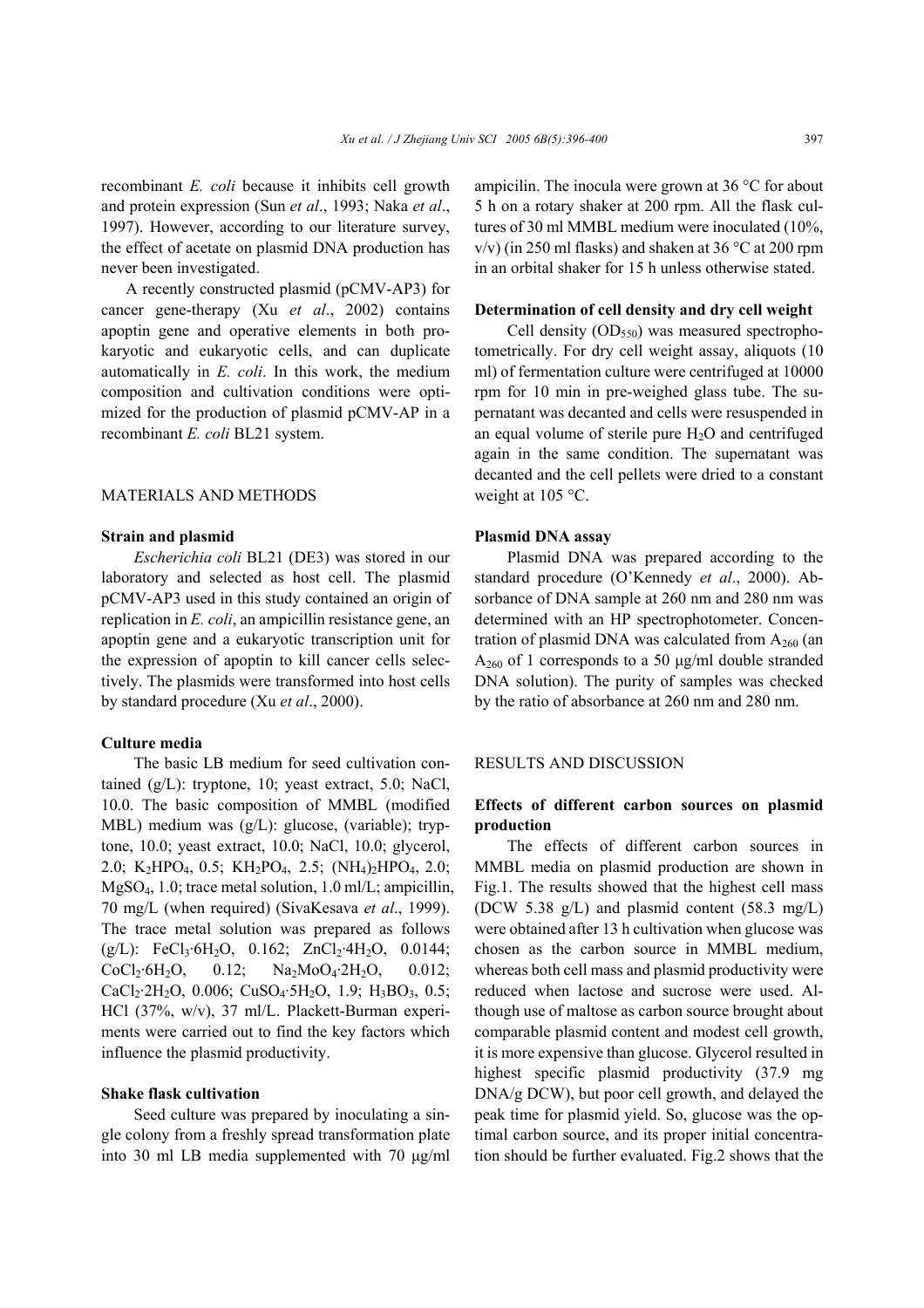recombinant *E. coli* because it inhibits cell growth and protein expression (Sun *et al*., 1993; Naka *et al*., 1997). However, according to our literature survey, the effect of acetate on plasmid DNA production has never been investigated.

A recently constructed plasmid (pCMV-AP3) for cancer gene-therapy (Xu *et al*., 2002) contains apoptin gene and operative elements in both prokaryotic and eukaryotic cells, and can duplicate automatically in *E. coli*. In this work, the medium composition and cultivation conditions were optimized for the production of plasmid pCMV-AP in a recombinant *E. coli* BL21 system.

## MATERIALS AND METHODS

### Strain and plasmid

*Escherichia coli* BL21 (DE3) was stored in our laboratory and selected as host cell. The plasmid pCMV-AP3 used in this study contained an origin of replication in *E. coli*, an ampicillin resistance gene, an apoptin gene and a eukaryotic transcription unit for the expression of apoptin to kill cancer cells selectively. The plasmids were transformed into host cells by standard procedure (Xu *et al*., 2000).

### Culture media

The basic LB medium for seed cultivation contained (g/L): tryptone, 10; yeast extract, 5.0; NaCl, 10.0. The basic composition of MMBL (modified MBL) medium was (g/L): glucose, (variable); tryptone, 10.0; yeast extract, 10.0; NaCl, 10.0; glycerol, 2.0; $K_2HPO_4$, 0.5; $KH_2PO_4$, 2.5; $(NH_4)_2HPO_4$, 2.0; $MgSO_4$, 1.0; trace metal solution, 1.0 ml/L; ampicillin, 70 mg/L (when required) (SivaKesava *et al*., 1999). The trace metal solution was prepared as follows (g/L): $FeCl_3{\cdot}6H_2O$, 0.162; $ZnCl_2{\cdot}4H_2O$, 0.0144; $CoCl_2{\cdot}6H_2O$, 0.12; $Na_2MoO_4{\cdot}2H_2O$, 0.012; $CaCl_2{\cdot}2H_2O$, 0.006; $CuSO_4{\cdot}5H_2O$, 1.9; $H_3BO_3$, 0.5; HCl (37%, w/v), 37 ml/L. Plackett-Burman experiments were carried out to find the key factors which influence the plasmid productivity.

### Shake flask cultivation

Seed culture was prepared by inoculating a single colony from a freshly spread transformation plate into 30 ml LB media supplemented with 70 μg/ml ampicilin. The inocula were grown at 36 °C for about 5 h on a rotary shaker at 200 rpm. All the flask cultures of 30 ml MMBL medium were inoculated (10%, v/v) (in 250 ml flasks) and shaken at 36 °C at 200 rpm in an orbital shaker for 15 h unless otherwise stated.

### Determination of cell density and dry cell weight

Cell density ($OD_{550}$) was measured spectrophotometrically. For dry cell weight assay, aliquots (10 ml) of fermentation culture were centrifuged at 10000 rpm for 10 min in pre-weighed glass tube. The supernatant was decanted and cells were resuspended in an equal volume of sterile pure $H_2O$ and centrifuged again in the same condition. The supernatant was decanted and the cell pellets were dried to a constant weight at 105 °C.

### Plasmid DNA assay

Plasmid DNA was prepared according to the standard procedure (O'Kennedy *et al*., 2000). Absorbance of DNA sample at 260 nm and 280 nm was determined with an HP spectrophotometer. Concentration of plasmid DNA was calculated from $A_{260}$ (an $A_{260}$ of 1 corresponds to a 50 μg/ml double stranded DNA solution). The purity of samples was checked by the ratio of absorbance at 260 nm and 280 nm.

## RESULTS AND DISCUSSION

### Effects of different carbon sources on plasmid production

The effects of different carbon sources in MMBL media on plasmid production are shown in Fig.1. The results showed that the highest cell mass (DCW 5.38 g/L) and plasmid content (58.3 mg/L) were obtained after 13 h cultivation when glucose was chosen as the carbon source in MMBL medium, whereas both cell mass and plasmid productivity were reduced when lactose and sucrose were used. Although use of maltose as carbon source brought about comparable plasmid content and modest cell growth, it is more expensive than glucose. Glycerol resulted in highest specific plasmid productivity (37.9 mg DNA/g DCW), but poor cell growth, and delayed the peak time for plasmid yield. So, glucose was the optimal carbon source, and its proper initial concentration should be further evaluated. Fig.2 shows that the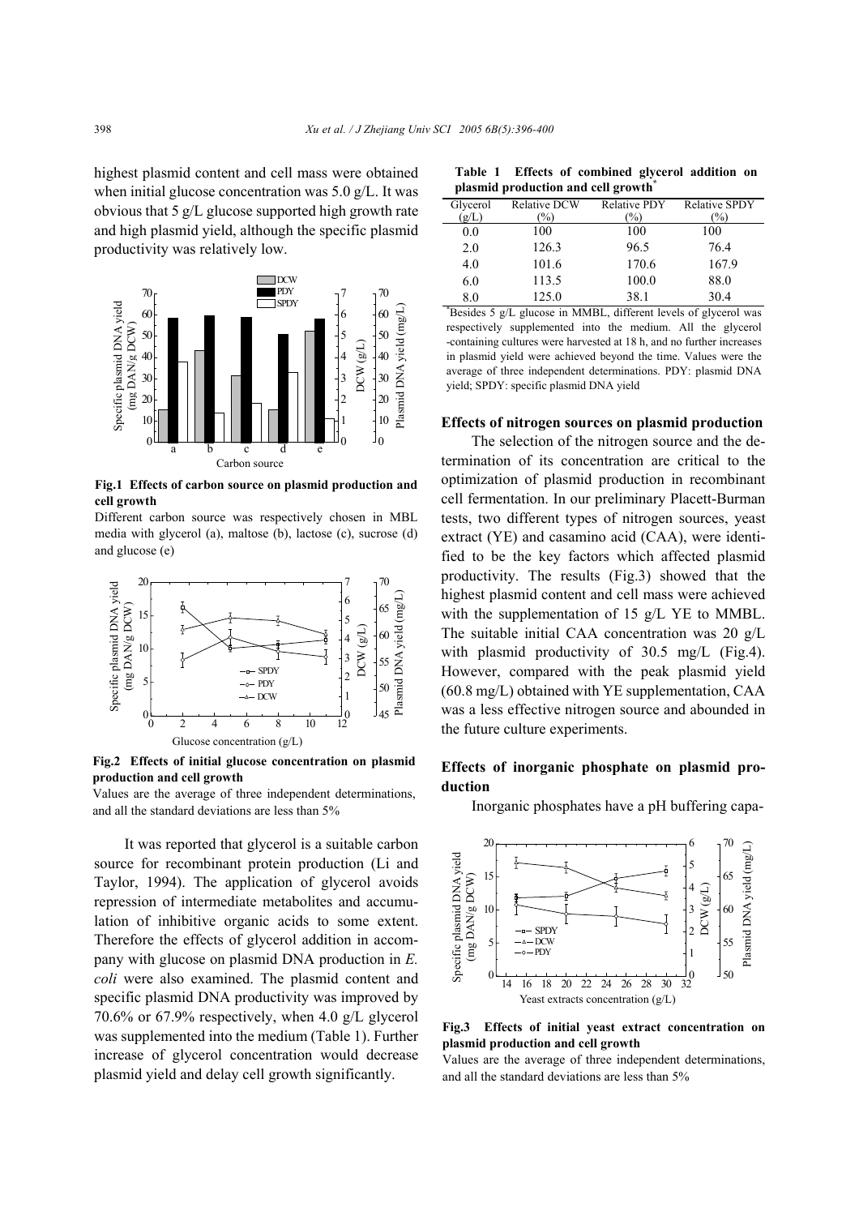highest plasmid content and cell mass were obtained when initial glucose concentration was 5.0 g/L. It was obvious that 5 g/L glucose supported high growth rate and high plasmid yield, although the specific plasmid productivity was relatively low.

**Fig.1 Effects of carbon source on plasmid production and cell growth**

Different carbon source was respectively chosen in MBL media with glycerol (a), maltose (b), lactose (c), sucrose (d) and glucose (e)

**Fig.2 Effects of initial glucose concentration on plasmid production and cell growth**

Values are the average of three independent determinations, and all the standard deviations are less than 5%

It was reported that glycerol is a suitable carbon source for recombinant protein production (Li and Taylor, 1994). The application of glycerol avoids repression of intermediate metabolites and accumulation of inhibitive organic acids to some extent. Therefore the effects of glycerol addition in accompany with glucose on plasmid DNA production in *E. coli* were also examined. The plasmid content and specific plasmid DNA productivity was improved by 70.6% or 67.9% respectively, when 4.0 g/L glycerol was supplemented into the medium (Table 1). Further increase of glycerol concentration would decrease plasmid yield and delay cell growth significantly.

**Table 1 Effects of combined glycerol addition on plasmid production and cell growth***

| Glycerol (g/L) | Relative DCW (%) | Relative PDY (%) | Relative SPDY (%) |
|---|---|---|---|
| 0.0 | 100 | 100 | 100 |
| 2.0 | 126.3 | 96.5 | 76.4 |
| 4.0 | 101.6 | 170.6 | 167.9 |
| 6.0 | 113.5 | 100.0 | 88.0 |
| 8.0 | 125.0 | 38.1 | 30.4 |

*Besides 5 g/L glucose in MMBL, different levels of glycerol was respectively supplemented into the medium. All the glycerol -containing cultures were harvested at 18 h, and no further increases in plasmid yield were achieved beyond the time. Values were the average of three independent determinations. PDY: plasmid DNA yield; SPDY: specific plasmid DNA yield

### Effects of nitrogen sources on plasmid production

The selection of the nitrogen source and the determination of its concentration are critical to the optimization of plasmid production in recombinant cell fermentation. In our preliminary Placett-Burman tests, two different types of nitrogen sources, yeast extract (YE) and casamino acid (CAA), were identified to be the key factors which affected plasmid productivity. The results (Fig.3) showed that the highest plasmid content and cell mass were achieved with the supplementation of 15 g/L YE to MMBL. The suitable initial CAA concentration was 20 g/L with plasmid productivity of 30.5 mg/L (Fig.4). However, compared with the peak plasmid yield (60.8 mg/L) obtained with YE supplementation, CAA was a less effective nitrogen source and abounded in the future culture experiments.

### Effects of inorganic phosphate on plasmid production

Inorganic phosphates have a pH buffering capa-

**Fig.3 Effects of initial yeast extract concentration on plasmid production and cell growth**

Values are the average of three independent determinations, and all the standard deviations are less than 5%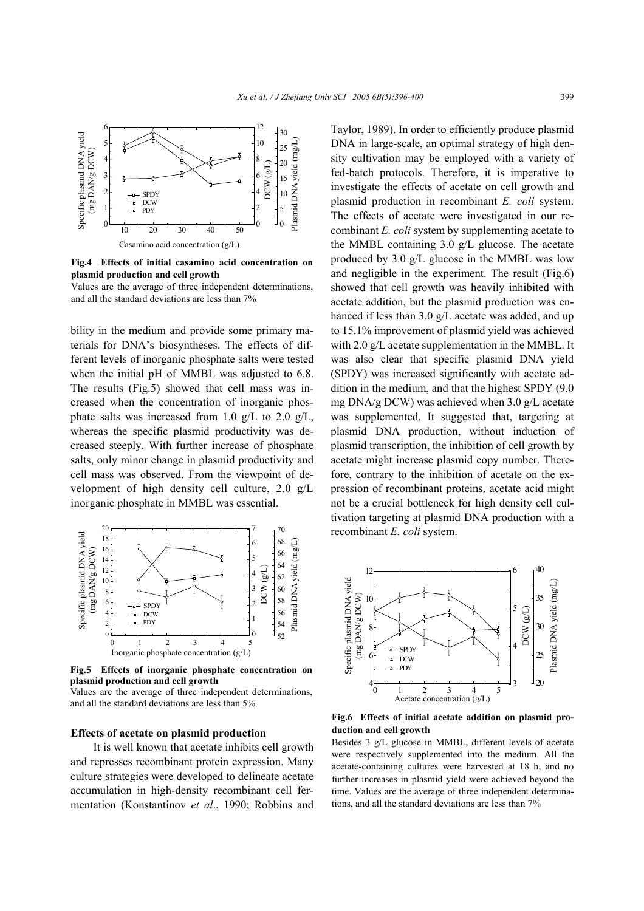**Fig.4 Effects of initial casamino acid concentration on plasmid production and cell growth**

Values are the average of three independent determinations, and all the standard deviations are less than 7%

bility in the medium and provide some primary materials for DNA's biosyntheses. The effects of different levels of inorganic phosphate salts were tested when the initial pH of MMBL was adjusted to 6.8. The results (Fig.5) showed that cell mass was increased when the concentration of inorganic phosphate salts was increased from 1.0 g/L to 2.0 g/L, whereas the specific plasmid productivity was decreased steeply. With further increase of phosphate salts, only minor change in plasmid productivity and cell mass was observed. From the viewpoint of development of high density cell culture, 2.0 g/L inorganic phosphate in MMBL was essential.

**Fig.5 Effects of inorganic phosphate concentration on plasmid production and cell growth**

Values are the average of three independent determinations, and all the standard deviations are less than 5%

### Effects of acetate on plasmid production

It is well known that acetate inhibits cell growth and represses recombinant protein expression. Many culture strategies were developed to delineate acetate accumulation in high-density recombinant cell fermentation (Konstantinov *et al*., 1990; Robbins and Taylor, 1989). In order to efficiently produce plasmid DNA in large-scale, an optimal strategy of high density cultivation may be employed with a variety of fed-batch protocols. Therefore, it is imperative to investigate the effects of acetate on cell growth and plasmid production in recombinant *E. coli* system. The effects of acetate were investigated in our recombinant *E. coli* system by supplementing acetate to the MMBL containing 3.0 g/L glucose. The acetate produced by 3.0 g/L glucose in the MMBL was low and negligible in the experiment. The result (Fig.6) showed that cell growth was heavily inhibited with acetate addition, but the plasmid production was enhanced if less than 3.0 g/L acetate was added, and up to 15.1% improvement of plasmid yield was achieved with 2.0 g/L acetate supplementation in the MMBL. It was also clear that specific plasmid DNA yield (SPDY) was increased significantly with acetate addition in the medium, and that the highest SPDY (9.0 mg DNA/g DCW) was achieved when 3.0 g/L acetate was supplemented. It suggested that, targeting at plasmid DNA production, without induction of plasmid transcription, the inhibition of cell growth by acetate might increase plasmid copy number. Therefore, contrary to the inhibition of acetate on the expression of recombinant proteins, acetate acid might not be a crucial bottleneck for high density cell cultivation targeting at plasmid DNA production with a recombinant *E. coli* system.

**Fig.6 Effects of initial acetate addition on plasmid production and cell growth**

Besides 3 g/L glucose in MMBL, different levels of acetate were respectively supplemented into the medium. All the acetate-containing cultures were harvested at 18 h, and no further increases in plasmid yield were achieved beyond the time. Values are the average of three independent determinations, and all the standard deviations are less than 7%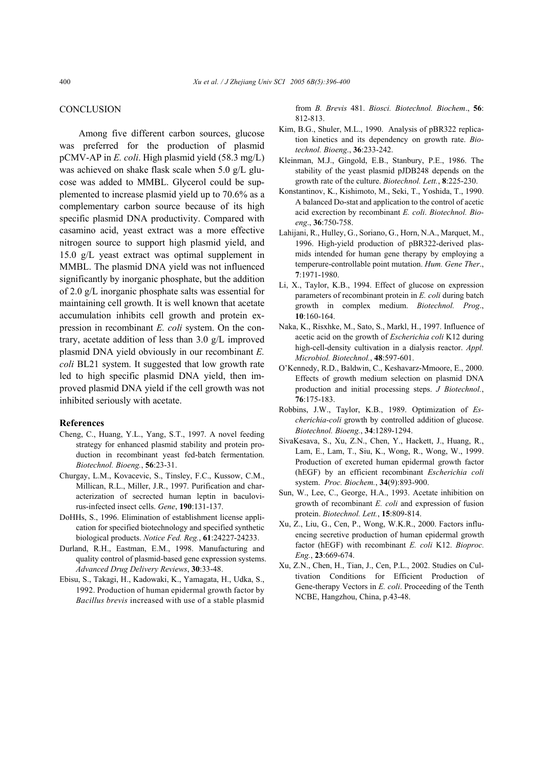## CONCLUSION

Among five different carbon sources, glucose was preferred for the production of plasmid pCMV-AP in *E. coli*. High plasmid yield (58.3 mg/L) was achieved on shake flask scale when 5.0 g/L glucose was added to MMBL. Glycerol could be supplemented to increase plasmid yield up to 70.6% as a complementary carbon source because of its high specific plasmid DNA productivity. Compared with casamino acid, yeast extract was a more effective nitrogen source to support high plasmid yield, and 15.0 g/L yeast extract was optimal supplement in MMBL. The plasmid DNA yield was not influenced significantly by inorganic phosphate, but the addition of 2.0 g/L inorganic phosphate salts was essential for maintaining cell growth. It is well known that acetate accumulation inhibits cell growth and protein expression in recombinant *E. coli* system. On the contrary, acetate addition of less than 3.0 g/L improved plasmid DNA yield obviously in our recombinant *E. coli* BL21 system. It suggested that low growth rate led to high specific plasmid DNA yield, then improved plasmid DNA yield if the cell growth was not inhibited seriously with acetate.

### References

Cheng, C., Huang, Y.L., Yang, S.T., 1997. A novel feeding strategy for enhanced plasmid stability and protein production in recombinant yeast fed-batch fermentation. *Biotechnol. Bioeng.*, **56**:23-31.

Churgay, L.M., Kovacevic, S., Tinsley, F.C., Kussow, C.M., Millican, R.L., Miller, J.R., 1997. Purification and characterization of secrected human leptin in baculovirus-infected insect cells. *Gene*, **190**:131-137.

DoHHs, S., 1996. Elimination of establishment license application for specified biotechnology and specified synthetic biological products. *Notice Fed. Reg.*, **61**:24227-24233.

Durland, R.H., Eastman, E.M., 1998. Manufacturing and quality control of plasmid-based gene expression systems. *Advanced Drug Delivery Reviews*, **30**:33-48.

Ebisu, S., Takagi, H., Kadowaki, K., Yamagata, H., Udka, S., 1992. Production of human epidermal growth factor by *Bacillus brevis* increased with use of a stable plasmid from *B. Brevis* 481. *Biosci. Biotechnol. Biochem*., **56**: 812-813.

Kim, B.G., Shuler, M.L., 1990. Analysis of pBR322 replication kinetics and its dependency on growth rate. *Biotechnol. Bioeng*., **36**:233-242.

Kleinman, M.J., Gingold, E.B., Stanbury, P.E., 1986. The stability of the yeast plasmid pJDB248 depends on the growth rate of the culture. *Biotechnol. Lett.*, **8**:225-230.

Konstantinov, K., Kishimoto, M., Seki, T., Yoshida, T., 1990. A balanced Do-stat and application to the control of acetic acid excrection by recombinant *E. coli*. *Biotechnol. Bioeng*., **36**:750-758.

Lahijani, R., Hulley, G., Soriano, G., Horn, N.A., Marquet, M., 1996. High-yield production of pBR322-derived plasmids intended for human gene therapy by employing a temperure-controllable point mutation. *Hum. Gene Ther*., **7**:1971-1980.

Li, X., Taylor, K.B., 1994. Effect of glucose on expression parameters of recombinant protein in *E. coli* during batch growth in complex medium. *Biotechnol. Prog*., **10**:160-164.

Naka, K., Risxhke, M., Sato, S., Markl, H., 1997. Influence of acetic acid on the growth of *Escherichia coli* K12 during high-cell-density cultivation in a dialysis reactor. *Appl. Microbiol. Biotechnol.*, **48**:597-601.

O'Kennedy, R.D., Baldwin, C., Keshavarz-Mmoore, E., 2000. Effects of growth medium selection on plasmid DNA production and initial processing steps. *J Biotechnol.*, **76**:175-183.

Robbins, J.W., Taylor, K.B., 1989. Optimization of *Escherichia-coli* growth by controlled addition of glucose. *Biotechnol. Bioeng.*, **34**:1289-1294.

SivaKesava, S., Xu, Z.N., Chen, Y., Hackett, J., Huang, R., Lam, E., Lam, T., Siu, K., Wong, R., Wong, W., 1999. Production of excreted human epidermal growth factor (hEGF) by an efficient recombinant *Escherichia coli* system. *Proc. Biochem.*, **34**(9):893-900.

Sun, W., Lee, C., George, H.A., 1993. Acetate inhibition on growth of recombinant *E. coli* and expression of fusion protein. *Biotechnol. Lett.*, **15**:809-814.

Xu, Z., Liu, G., Cen, P., Wong, W.K.R., 2000. Factors influencing secretive production of human epidermal growth factor (hEGF) with recombinant *E. coli* K12. *Bioproc. Eng.*, **23**:669-674.

Xu, Z.N., Chen, H., Tian, J., Cen, P.L., 2002. Studies on Cultivation Conditions for Efficient Production of Gene-therapy Vectors in *E. coli*. Proceeding of the Tenth NCBE, Hangzhou, China, p.43-48.